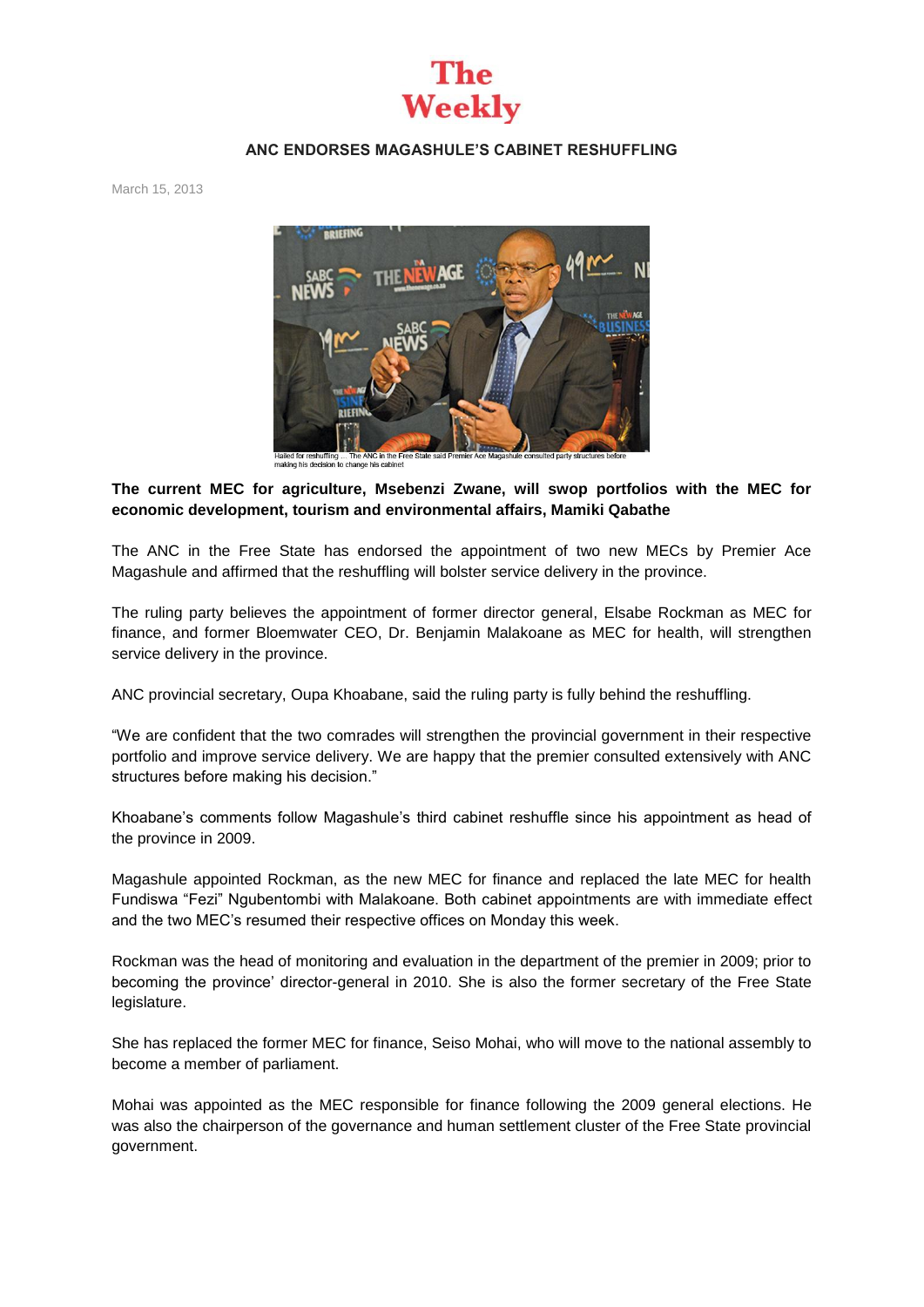# The Weekly

## ANC ENDORSES MAGASHULE'S CABINET RESHUFFLING

March 15, 2013

Hailed for reshuffling ... The ANC in the Free State said Premier Ace Magashule consulted party structures before making his decision to change his cabinet

**The current MEC for agriculture, Msebenzi Zwane, will swop portfolios with the MEC for economic development, tourism and environmental affairs, Mamiki Qabathe**

The ANC in the Free State has endorsed the appointment of two new MECs by Premier Ace Magashule and affirmed that the reshuffling will bolster service delivery in the province.

The ruling party believes the appointment of former director general, Elsabe Rockman as MEC for finance, and former Bloemwater CEO, Dr. Benjamin Malakoane as MEC for health, will strengthen service delivery in the province.

ANC provincial secretary, Oupa Khoabane, said the ruling party is fully behind the reshuffling.

"We are confident that the two comrades will strengthen the provincial government in their respective portfolio and improve service delivery. We are happy that the premier consulted extensively with ANC structures before making his decision."

Khoabane's comments follow Magashule's third cabinet reshuffle since his appointment as head of the province in 2009.

Magashule appointed Rockman, as the new MEC for finance and replaced the late MEC for health Fundiswa "Fezi" Ngubentombi with Malakoane. Both cabinet appointments are with immediate effect and the two MEC's resumed their respective offices on Monday this week.

Rockman was the head of monitoring and evaluation in the department of the premier in 2009; prior to becoming the province' director-general in 2010. She is also the former secretary of the Free State legislature.

She has replaced the former MEC for finance, Seiso Mohai, who will move to the national assembly to become a member of parliament.

Mohai was appointed as the MEC responsible for finance following the 2009 general elections. He was also the chairperson of the governance and human settlement cluster of the Free State provincial government.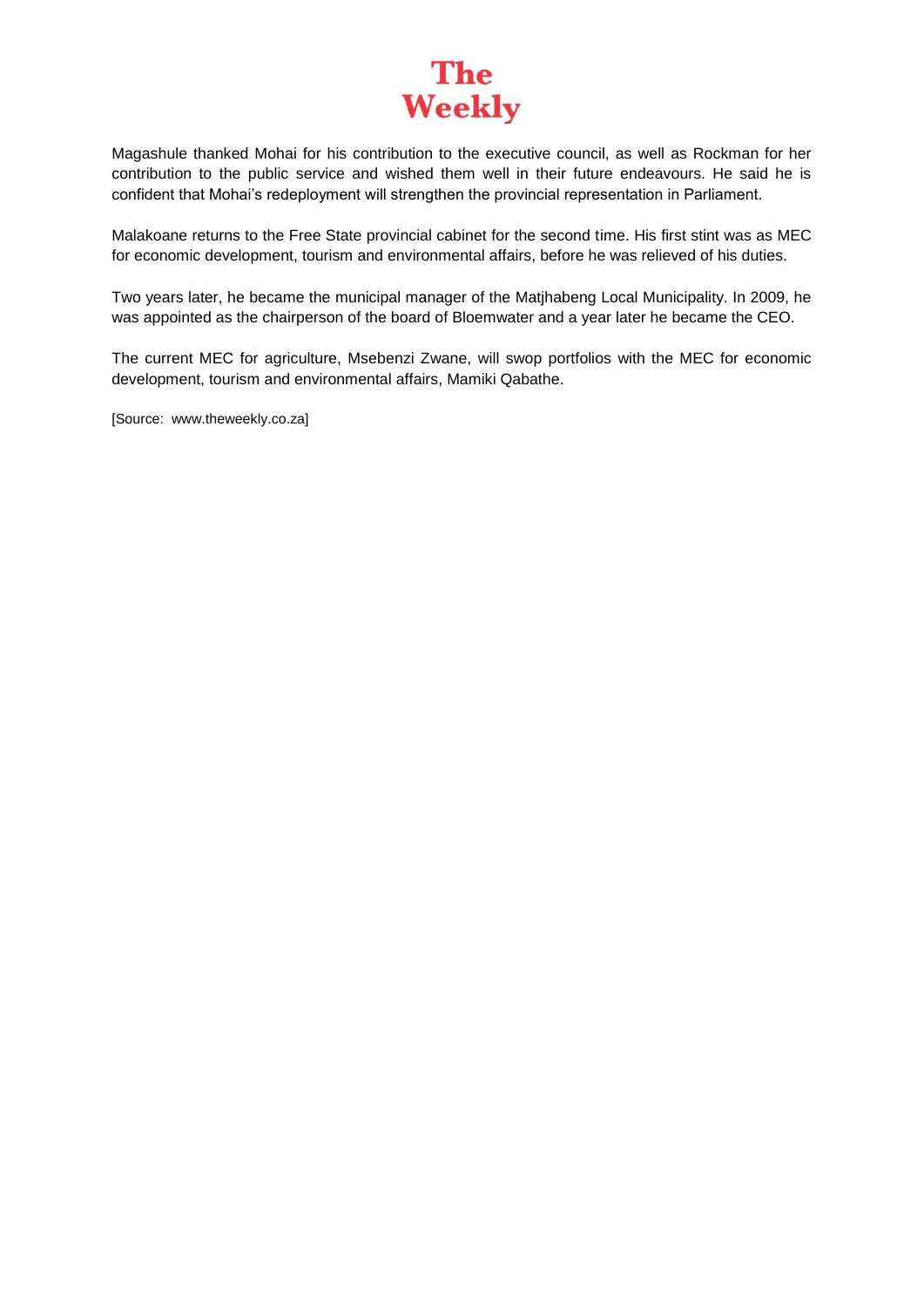Magashule thanked Mohai for his contribution to the executive council, as well as Rockman for her contribution to the public service and wished them well in their future endeavours. He said he is confident that Mohai's redeployment will strengthen the provincial representation in Parliament.

Malakoane returns to the Free State provincial cabinet for the second time. His first stint was as MEC for economic development, tourism and environmental affairs, before he was relieved of his duties.

Two years later, he became the municipal manager of the Matjhabeng Local Municipality. In 2009, he was appointed as the chairperson of the board of Bloemwater and a year later he became the CEO.

The current MEC for agriculture, Msebenzi Zwane, will swop portfolios with the MEC for economic development, tourism and environmental affairs, Mamiki Qabathe.

[Source: www.theweekly.co.za]